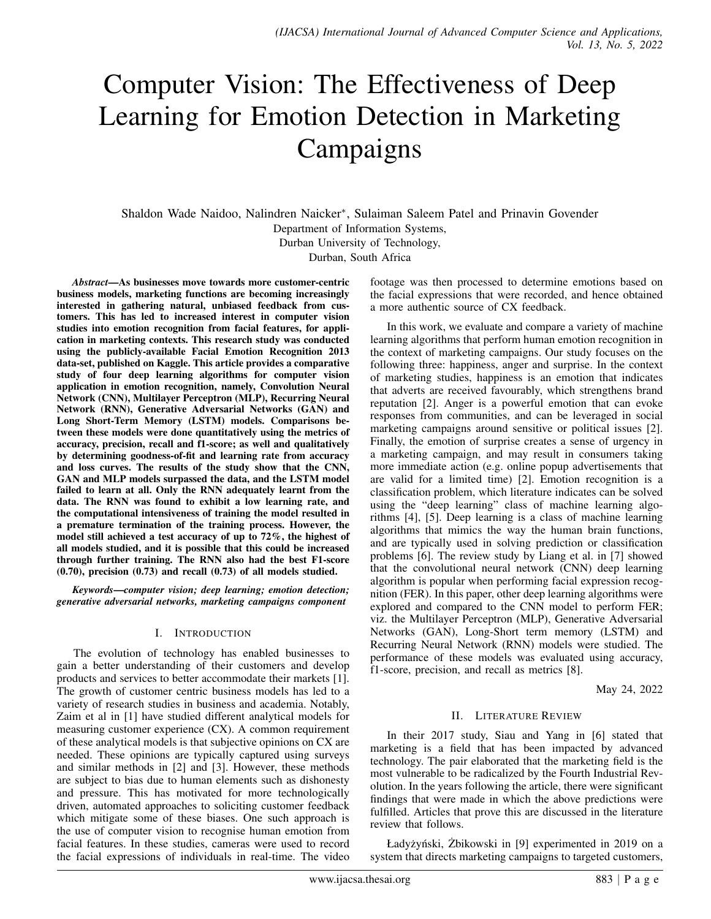# Computer Vision: The Effectiveness of Deep Learning for Emotion Detection in Marketing Campaigns

Shaldon Wade Naidoo, Nalindren Naicker*, Sulaiman Saleem Patel and Prinavin Govender
Department of Information Systems,
Durban University of Technology,
Durban, South Africa

***Abstract*—As businesses move towards more customer-centric business models, marketing functions are becoming increasingly interested in gathering natural, unbiased feedback from customers. This has led to increased interest in computer vision studies into emotion recognition from facial features, for application in marketing contexts. This research study was conducted using the publicly-available Facial Emotion Recognition 2013 data-set, published on Kaggle. This article provides a comparative study of four deep learning algorithms for computer vision application in emotion recognition, namely, Convolution Neural Network (CNN), Multilayer Perceptron (MLP), Recurring Neural Network (RNN), Generative Adversarial Networks (GAN) and Long Short-Term Memory (LSTM) models. Comparisons between these models were done quantitatively using the metrics of accuracy, precision, recall and f1-score; as well and qualitatively by determining goodness-of-fit and learning rate from accuracy and loss curves. The results of the study show that the CNN, GAN and MLP models surpassed the data, and the LSTM model failed to learn at all. Only the RNN adequately learnt from the data. The RNN was found to exhibit a low learning rate, and the computational intensiveness of training the model resulted in a premature termination of the training process. However, the model still achieved a test accuracy of up to 72%, the highest of all models studied, and it is possible that this could be increased through further training. The RNN also had the best F1-score (0.70), precision (0.73) and recall (0.73) of all models studied.**

***Keywords*—*computer vision; deep learning; emotion detection; generative adversarial networks, marketing campaigns component***

## I. Introduction

The evolution of technology has enabled businesses to gain a better understanding of their customers and develop products and services to better accommodate their markets [1]. The growth of customer centric business models has led to a variety of research studies in business and academia. Notably, Zaim et al in [1] have studied different analytical models for measuring customer experience (CX). A common requirement of these analytical models is that subjective opinions on CX are needed. These opinions are typically captured using surveys and similar methods in [2] and [3]. However, these methods are subject to bias due to human elements such as dishonesty and pressure. This has motivated for more technologically driven, automated approaches to soliciting customer feedback which mitigate some of these biases. One such approach is the use of computer vision to recognise human emotion from facial features. In these studies, cameras were used to record the facial expressions of individuals in real-time. The video footage was then processed to determine emotions based on the facial expressions that were recorded, and hence obtained a more authentic source of CX feedback.

In this work, we evaluate and compare a variety of machine learning algorithms that perform human emotion recognition in the context of marketing campaigns. Our study focuses on the following three: happiness, anger and surprise. In the context of marketing studies, happiness is an emotion that indicates that adverts are received favourably, which strengthens brand reputation [2]. Anger is a powerful emotion that can evoke responses from communities, and can be leveraged in social marketing campaigns around sensitive or political issues [2]. Finally, the emotion of surprise creates a sense of urgency in a marketing campaign, and may result in consumers taking more immediate action (e.g. online popup advertisements that are valid for a limited time) [2]. Emotion recognition is a classification problem, which literature indicates can be solved using the "deep learning" class of machine learning algorithms [4], [5]. Deep learning is a class of machine learning algorithms that mimics the way the human brain functions, and are typically used in solving prediction or classification problems [6]. The review study by Liang et al. in [7] showed that the convolutional neural network (CNN) deep learning algorithm is popular when performing facial expression recognition (FER). In this paper, other deep learning algorithms were explored and compared to the CNN model to perform FER; viz. the Multilayer Perceptron (MLP), Generative Adversarial Networks (GAN), Long-Short term memory (LSTM) and Recurring Neural Network (RNN) models were studied. The performance of these models was evaluated using accuracy, f1-score, precision, and recall as metrics [8].

May 24, 2022

## II. Literature Review

In their 2017 study, Siau and Yang in [6] stated that marketing is a field that has been impacted by advanced technology. The pair elaborated that the marketing field is the most vulnerable to be radicalized by the Fourth Industrial Revolution. In the years following the article, there were significant findings that were made in which the above predictions were fulfilled. Articles that prove this are discussed in the literature review that follows.

Ładyżyński, Żbikowski in [9] experimented in 2019 on a system that directs marketing campaigns to targeted customers,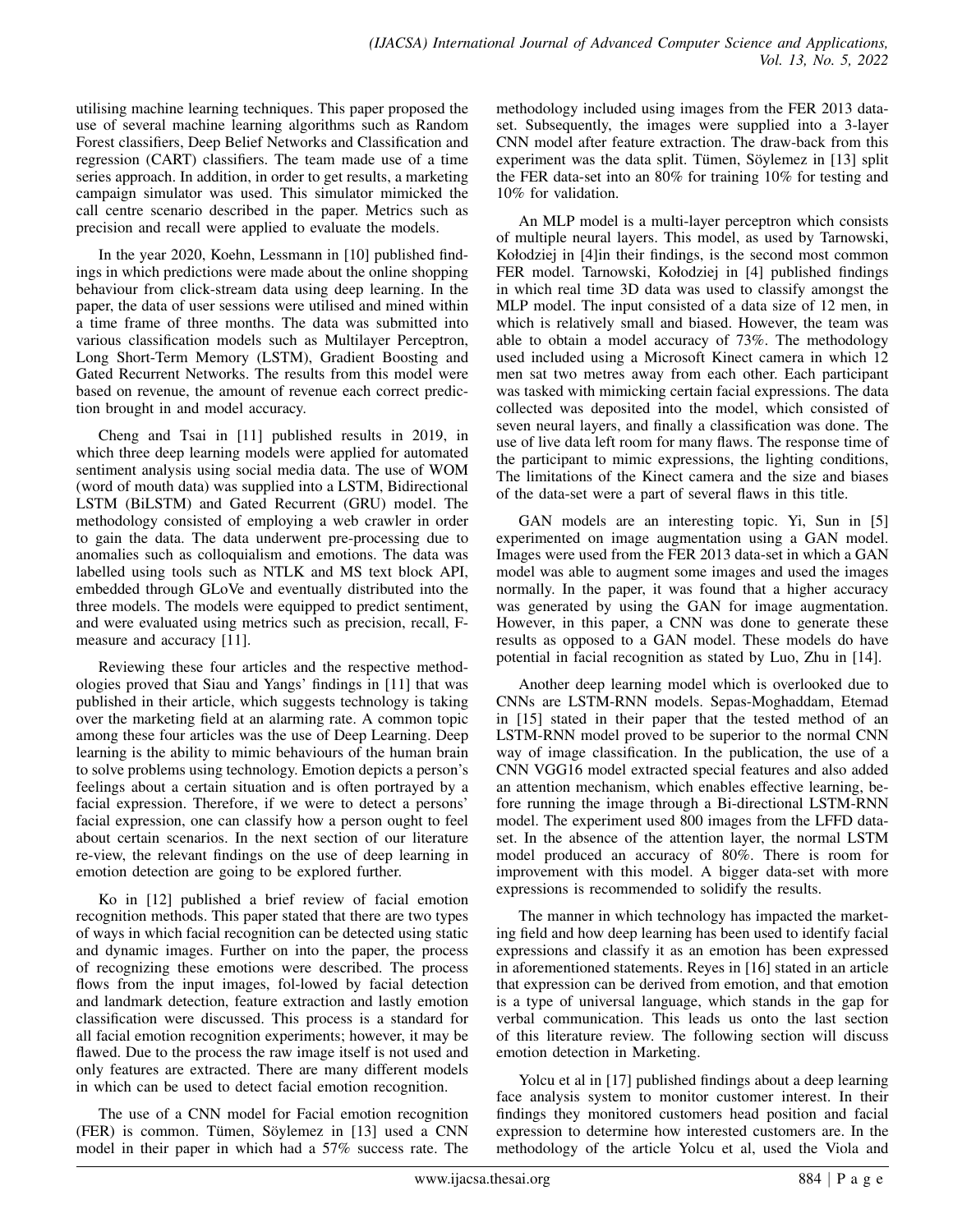utilising machine learning techniques. This paper proposed the use of several machine learning algorithms such as Random Forest classifiers, Deep Belief Networks and Classification and regression (CART) classifiers. The team made use of a time series approach. In addition, in order to get results, a marketing campaign simulator was used. This simulator mimicked the call centre scenario described in the paper. Metrics such as precision and recall were applied to evaluate the models.

In the year 2020, Koehn, Lessmann in [10] published findings in which predictions were made about the online shopping behaviour from click-stream data using deep learning. In the paper, the data of user sessions were utilised and mined within a time frame of three months. The data was submitted into various classification models such as Multilayer Perceptron, Long Short-Term Memory (LSTM), Gradient Boosting and Gated Recurrent Networks. The results from this model were based on revenue, the amount of revenue each correct prediction brought in and model accuracy.

Cheng and Tsai in [11] published results in 2019, in which three deep learning models were applied for automated sentiment analysis using social media data. The use of WOM (word of mouth data) was supplied into a LSTM, Bidirectional LSTM (BiLSTM) and Gated Recurrent (GRU) model. The methodology consisted of employing a web crawler in order to gain the data. The data underwent pre-processing due to anomalies such as colloquialism and emotions. The data was labelled using tools such as NTLK and MS text block API, embedded through GLoVe and eventually distributed into the three models. The models were equipped to predict sentiment, and were evaluated using metrics such as precision, recall, F-measure and accuracy [11].

Reviewing these four articles and the respective methodologies proved that Siau and Yangs' findings in [11] that was published in their article, which suggests technology is taking over the marketing field at an alarming rate. A common topic among these four articles was the use of Deep Learning. Deep learning is the ability to mimic behaviours of the human brain to solve problems using technology. Emotion depicts a person's feelings about a certain situation and is often portrayed by a facial expression. Therefore, if we were to detect a persons' facial expression, one can classify how a person ought to feel about certain scenarios. In the next section of our literature re-view, the relevant findings on the use of deep learning in emotion detection are going to be explored further.

Ko in [12] published a brief review of facial emotion recognition methods. This paper stated that there are two types of ways in which facial recognition can be detected using static and dynamic images. Further on into the paper, the process of recognizing these emotions were described. The process flows from the input images, fol-lowed by facial detection and landmark detection, feature extraction and lastly emotion classification were discussed. This process is a standard for all facial emotion recognition experiments; however, it may be flawed. Due to the process the raw image itself is not used and only features are extracted. There are many different models in which can be used to detect facial emotion recognition.

The use of a CNN model for Facial emotion recognition (FER) is common. Tümen, Söylemez in [13] used a CNN model in their paper in which had a 57% success rate. The methodology included using images from the FER 2013 data-set. Subsequently, the images were supplied into a 3-layer CNN model after feature extraction. The draw-back from this experiment was the data split. Tümen, Söylemez in [13] split the FER data-set into an 80% for training 10% for testing and 10% for validation.

An MLP model is a multi-layer perceptron which consists of multiple neural layers. This model, as used by Tarnowski, Kołodziej in [4]in their findings, is the second most common FER model. Tarnowski, Kołodziej in [4] published findings in which real time 3D data was used to classify amongst the MLP model. The input consisted of a data size of 12 men, in which is relatively small and biased. However, the team was able to obtain a model accuracy of 73%. The methodology used included using a Microsoft Kinect camera in which 12 men sat two metres away from each other. Each participant was tasked with mimicking certain facial expressions. The data collected was deposited into the model, which consisted of seven neural layers, and finally a classification was done. The use of live data left room for many flaws. The response time of the participant to mimic expressions, the lighting conditions, The limitations of the Kinect camera and the size and biases of the data-set were a part of several flaws in this title.

GAN models are an interesting topic. Yi, Sun in [5] experimented on image augmentation using a GAN model. Images were used from the FER 2013 data-set in which a GAN model was able to augment some images and used the images normally. In the paper, it was found that a higher accuracy was generated by using the GAN for image augmentation. However, in this paper, a CNN was done to generate these results as opposed to a GAN model. These models do have potential in facial recognition as stated by Luo, Zhu in [14].

Another deep learning model which is overlooked due to CNNs are LSTM-RNN models. Sepas-Moghaddam, Etemad in [15] stated in their paper that the tested method of an LSTM-RNN model proved to be superior to the normal CNN way of image classification. In the publication, the use of a CNN VGG16 model extracted special features and also added an attention mechanism, which enables effective learning, before running the image through a Bi-directional LSTM-RNN model. The experiment used 800 images from the LFFD data-set. In the absence of the attention layer, the normal LSTM model produced an accuracy of 80%. There is room for improvement with this model. A bigger data-set with more expressions is recommended to solidify the results.

The manner in which technology has impacted the marketing field and how deep learning has been used to identify facial expressions and classify it as an emotion has been expressed in aforementioned statements. Reyes in [16] stated in an article that expression can be derived from emotion, and that emotion is a type of universal language, which stands in the gap for verbal communication. This leads us onto the last section of this literature review. The following section will discuss emotion detection in Marketing.

Yolcu et al in [17] published findings about a deep learning face analysis system to monitor customer interest. In their findings they monitored customers head position and facial expression to determine how interested customers are. In the methodology of the article Yolcu et al, used the Viola and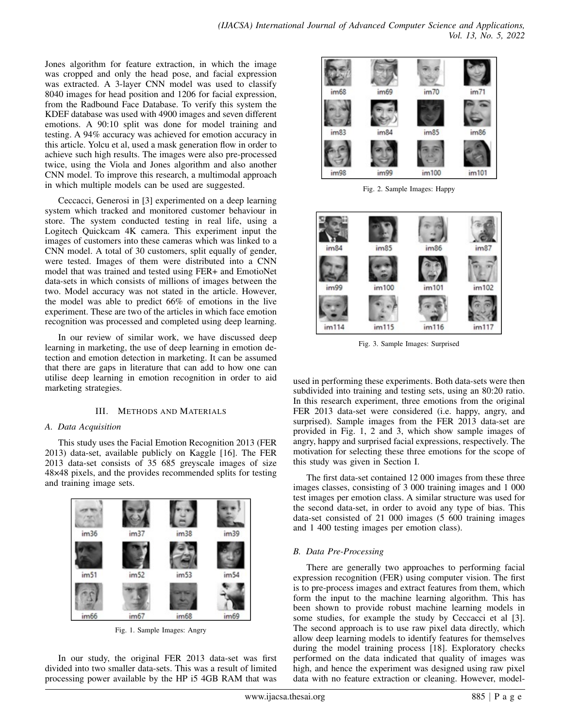Jones algorithm for feature extraction, in which the image was cropped and only the head pose, and facial expression was extracted. A 3-layer CNN model was used to classify 8040 images for head position and 1206 for facial expression, from the Radbound Face Database. To verify this system the KDEF database was used with 4900 images and seven different emotions. A 90:10 split was done for model training and testing. A 94% accuracy was achieved for emotion accuracy in this article. Yolcu et al, used a mask generation flow in order to achieve such high results. The images were also pre-processed twice, using the Viola and Jones algorithm and also another CNN model. To improve this research, a multimodal approach in which multiple models can be used are suggested.

Ceccacci, Generosi in [3] experimented on a deep learning system which tracked and monitored customer behaviour in store. The system conducted testing in real life, using a Logitech Quickcam 4K camera. This experiment input the images of customers into these cameras which was linked to a CNN model. A total of 30 customers, split equally of gender, were tested. Images of them were distributed into a CNN model that was trained and tested using FER+ and EmotioNet data-sets in which consists of millions of images between the two. Model accuracy was not stated in the article. However, the model was able to predict 66% of emotions in the live experiment. These are two of the articles in which face emotion recognition was processed and completed using deep learning.

In our review of similar work, we have discussed deep learning in marketing, the use of deep learning in emotion detection and emotion detection in marketing. It can be assumed that there are gaps in literature that can add to how one can utilise deep learning in emotion recognition in order to aid marketing strategies.

## III. Methods and Materials

### A. Data Acquisition

This study uses the Facial Emotion Recognition 2013 (FER 2013) data-set, available publicly on Kaggle [16]. The FER 2013 data-set consists of 35 685 greyscale images of size 48×48 pixels, and the provides recommended splits for testing and training image sets.

Fig. 1. Sample Images: Angry

Fig. 2. Sample Images: Happy

Fig. 3. Sample Images: Surprised

In our study, the original FER 2013 data-set was first divided into two smaller data-sets. This was a result of limited processing power available by the HP i5 4GB RAM that was used in performing these experiments. Both data-sets were then subdivided into training and testing sets, using an 80:20 ratio. In this research experiment, three emotions from the original FER 2013 data-set were considered (i.e. happy, angry, and surprised). Sample images from the FER 2013 data-set are provided in Fig. 1, 2 and 3, which show sample images of angry, happy and surprised facial expressions, respectively. The motivation for selecting these three emotions for the scope of this study was given in Section I.

The first data-set contained 12 000 images from these three images classes, consisting of 3 000 training images and 1 000 test images per emotion class. A similar structure was used for the second data-set, in order to avoid any type of bias. This data-set consisted of 21 000 images (5 600 training images and 1 400 testing images per emotion class).

### B. Data Pre-Processing

There are generally two approaches to performing facial expression recognition (FER) using computer vision. The first is to pre-process images and extract features from them, which form the input to the machine learning algorithm. This has been shown to provide robust machine learning models in some studies, for example the study by Ceccacci et al [3]. The second approach is to use raw pixel data directly, which allow deep learning models to identify features for themselves during the model training process [18]. Exploratory checks performed on the data indicated that quality of images was high, and hence the experiment was designed using raw pixel data with no feature extraction or cleaning. However, model-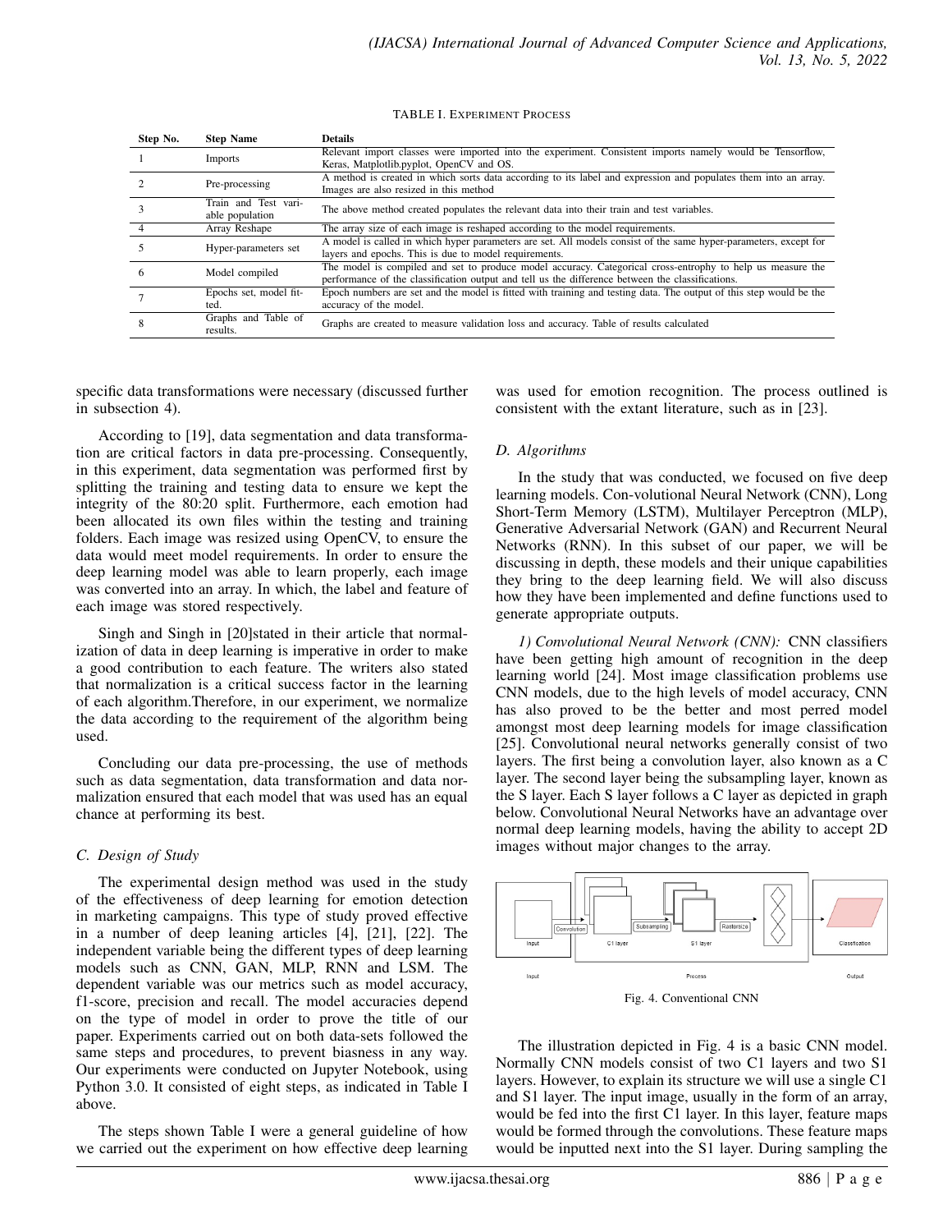TABLE I. EXPERIMENT PROCESS

| Step No. | Step Name | Details |
|---|---|---|
| 1 | Imports | Relevant import classes were imported into the experiment. Consistent imports namely would be Tensorflow, Keras, Matplotlib.pyplot, OpenCV and OS. |
| 2 | Pre-processing | A method is created in which sorts data according to its label and expression and populates them into an array. Images are also resized in this method |
| 3 | Train and Test variable population | The above method created populates the relevant data into their train and test variables. |
| 4 | Array Reshape | The array size of each image is reshaped according to the model requirements. |
| 5 | Hyper-parameters set | A model is called in which hyper parameters are set. All models consist of the same hyper-parameters, except for layers and epochs. This is due to model requirements. |
| 6 | Model compiled | The model is compiled and set to produce model accuracy. Categorical cross-entropy to help us measure the performance of the classification output and tell us the difference between the classifications. |
| 7 | Epochs set, model fitted. | Epoch numbers are set and the model is fitted with training and testing data. The output of this step would be the accuracy of the model. |
| 8 | Graphs and Table of results. | Graphs are created to measure validation loss and accuracy. Table of results calculated |

specific data transformations were necessary (discussed further in subsection 4).

According to [19], data segmentation and data transformation are critical factors in data pre-processing. Consequently, in this experiment, data segmentation was performed first by splitting the training and testing data to ensure we kept the integrity of the 80:20 split. Furthermore, each emotion had been allocated its own files within the testing and training folders. Each image was resized using OpenCV, to ensure the data would meet model requirements. In order to ensure the deep learning model was able to learn properly, each image was converted into an array. In which, the label and feature of each image was stored respectively.

Singh and Singh in [20]stated in their article that normalization of data in deep learning is imperative in order to make a good contribution to each feature. The writers also stated that normalization is a critical success factor in the learning of each algorithm.Therefore, in our experiment, we normalize the data according to the requirement of the algorithm being used.

Concluding our data pre-processing, the use of methods such as data segmentation, data transformation and data normalization ensured that each model that was used has an equal chance at performing its best.

### C. Design of Study

The experimental design method was used in the study of the effectiveness of deep learning for emotion detection in marketing campaigns. This type of study proved effective in a number of deep leaning articles [4], [21], [22]. The independent variable being the different types of deep learning models such as CNN, GAN, MLP, RNN and LSM. The dependent variable was our metrics such as model accuracy, f1-score, precision and recall. The model accuracies depend on the type of model in order to prove the title of our paper. Experiments carried out on both data-sets followed the same steps and procedures, to prevent biasness in any way. Our experiments were conducted on Jupyter Notebook, using Python 3.0. It consisted of eight steps, as indicated in Table I above.

The steps shown Table I were a general guideline of how we carried out the experiment on how effective deep learning was used for emotion recognition. The process outlined is consistent with the extant literature, such as in [23].

### D. Algorithms

In the study that was conducted, we focused on five deep learning models. Con-volutional Neural Network (CNN), Long Short-Term Memory (LSTM), Multilayer Perceptron (MLP), Generative Adversarial Network (GAN) and Recurrent Neural Networks (RNN). In this subset of our paper, we will be discussing in depth, these models and their unique capabilities they bring to the deep learning field. We will also discuss how they have been implemented and define functions used to generate appropriate outputs.

*1) Convolutional Neural Network (CNN):* CNN classifiers have been getting high amount of recognition in the deep learning world [24]. Most image classification problems use CNN models, due to the high levels of model accuracy, CNN has also proved to be the better and most perred model amongst most deep learning models for image classification [25]. Convolutional neural networks generally consist of two layers. The first being a convolution layer, also known as a C layer. The second layer being the subsampling layer, known as the S layer. Each S layer follows a C layer as depicted in graph below. Convolutional Neural Networks have an advantage over normal deep learning models, having the ability to accept 2D images without major changes to the array.

Fig. 4. Conventional CNN

The illustration depicted in Fig. 4 is a basic CNN model. Normally CNN models consist of two C1 layers and two S1 layers. However, to explain its structure we will use a single C1 and S1 layer. The input image, usually in the form of an array, would be fed into the first C1 layer. In this layer, feature maps would be formed through the convolutions. These feature maps would be inputted next into the S1 layer. During sampling the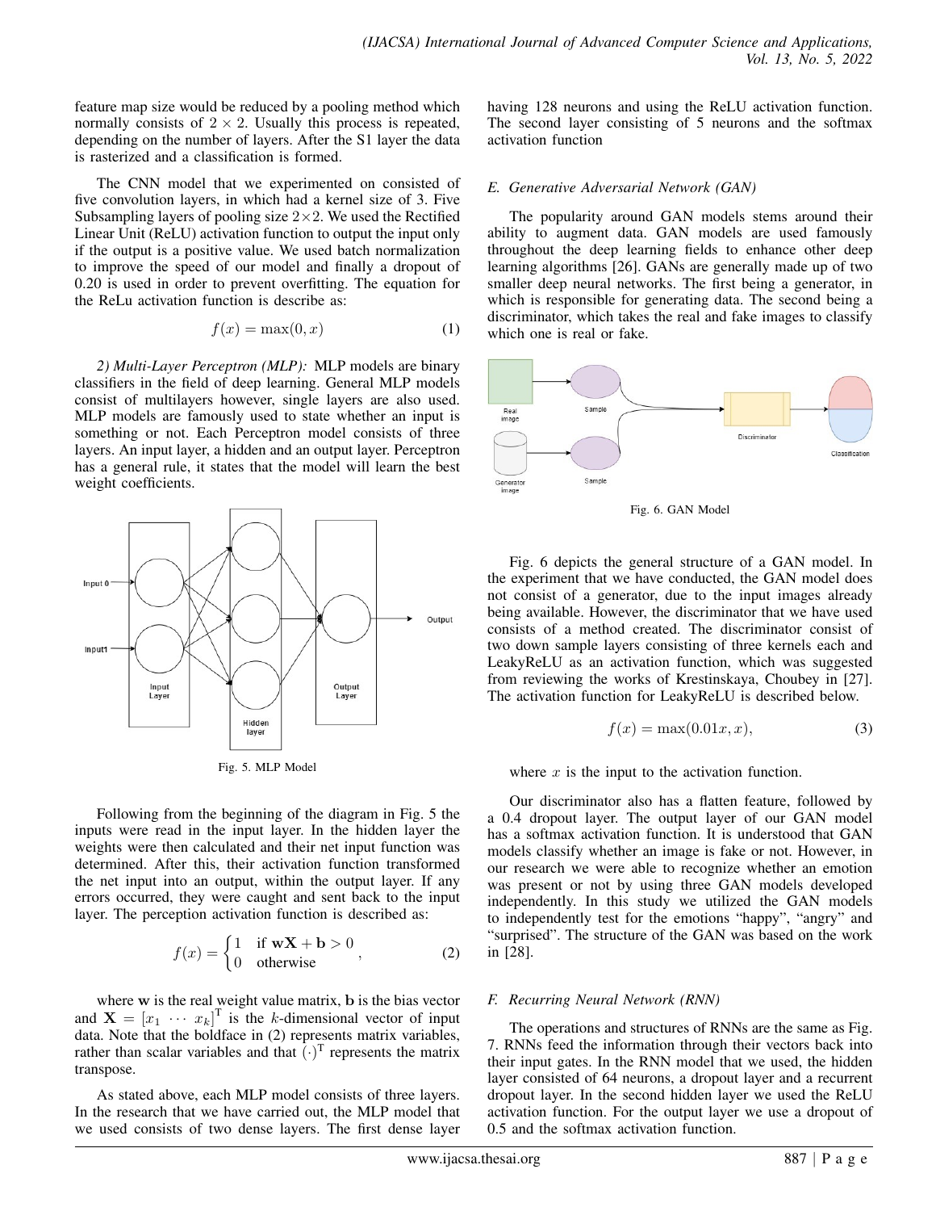feature map size would be reduced by a pooling method which normally consists of $2 \times 2$. Usually this process is repeated, depending on the number of layers. After the S1 layer the data is rasterized and a classification is formed.

The CNN model that we experimented on consisted of five convolution layers, in which had a kernel size of 3. Five Subsampling layers of pooling size $2 \times 2$. We used the Rectified Linear Unit (ReLU) activation function to output the input only if the output is a positive value. We used batch normalization to improve the speed of our model and finally a dropout of 0.20 is used in order to prevent overfitting. The equation for the ReLu activation function is describe as:

$$f(x) = \max(0, x) \tag{1}$$

*2) Multi-Layer Perceptron (MLP):* MLP models are binary classifiers in the field of deep learning. General MLP models consist of multilayers however, single layers are also used. MLP models are famously used to state whether an input is something or not. Each Perceptron model consists of three layers. An input layer, a hidden and an output layer. Perceptron has a general rule, it states that the model will learn the best weight coefficients.

Fig. 5. MLP Model

Following from the beginning of the diagram in Fig. 5 the inputs were read in the input layer. In the hidden layer the weights were then calculated and their net input function was determined. After this, their activation function transformed the net input into an output, within the output layer. If any errors occurred, they were caught and sent back to the input layer. The perception activation function is described as:

$$f(x) = \begin{cases} 1 & \text{if } \mathbf{wX} + \mathbf{b} > 0 \\ 0 & \text{otherwise} \end{cases}, \tag{2}$$

where $\mathbf{w}$ is the real weight value matrix, $\mathbf{b}$ is the bias vector and $\mathbf{X} = [x_1 \ \cdots \ x_k]^{\mathrm{T}}$ is the $k$-dimensional vector of input data. Note that the boldface in (2) represents matrix variables, rather than scalar variables and that $(\cdot)^{\mathrm{T}}$ represents the matrix transpose.

As stated above, each MLP model consists of three layers. In the research that we have carried out, the MLP model that we used consists of two dense layers. The first dense layer having 128 neurons and using the ReLU activation function. The second layer consisting of 5 neurons and the softmax activation function

### *E. Generative Adversarial Network (GAN)*

The popularity around GAN models stems around their ability to augment data. GAN models are used famously throughout the deep learning fields to enhance other deep learning algorithms [26]. GANs are generally made up of two smaller deep neural networks. The first being a generator, in which is responsible for generating data. The second being a discriminator, which takes the real and fake images to classify which one is real or fake.

Fig. 6. GAN Model

Fig. 6 depicts the general structure of a GAN model. In the experiment that we have conducted, the GAN model does not consist of a generator, due to the input images already being available. However, the discriminator that we have used consists of a method created. The discriminator consist of two down sample layers consisting of three kernels each and LeakyReLU as an activation function, which was suggested from reviewing the works of Krestinskaya, Choubey in [27]. The activation function for LeakyReLU is described below.

$$f(x) = \max(0.01x, x), \tag{3}$$

where $x$ is the input to the activation function.

Our discriminator also has a flatten feature, followed by a 0.4 dropout layer. The output layer of our GAN model has a softmax activation function. It is understood that GAN models classify whether an image is fake or not. However, in our research we were able to recognize whether an emotion was present or not by using three GAN models developed independently. In this study we utilized the GAN models to independently test for the emotions "happy", "angry" and "surprised". The structure of the GAN was based on the work in [28].

### *F. Recurring Neural Network (RNN)*

The operations and structures of RNNs are the same as Fig. 7. RNNs feed the information through their vectors back into their input gates. In the RNN model that we used, the hidden layer consisted of 64 neurons, a dropout layer and a recurrent dropout layer. In the second hidden layer we used the ReLU activation function. For the output layer we use a dropout of 0.5 and the softmax activation function.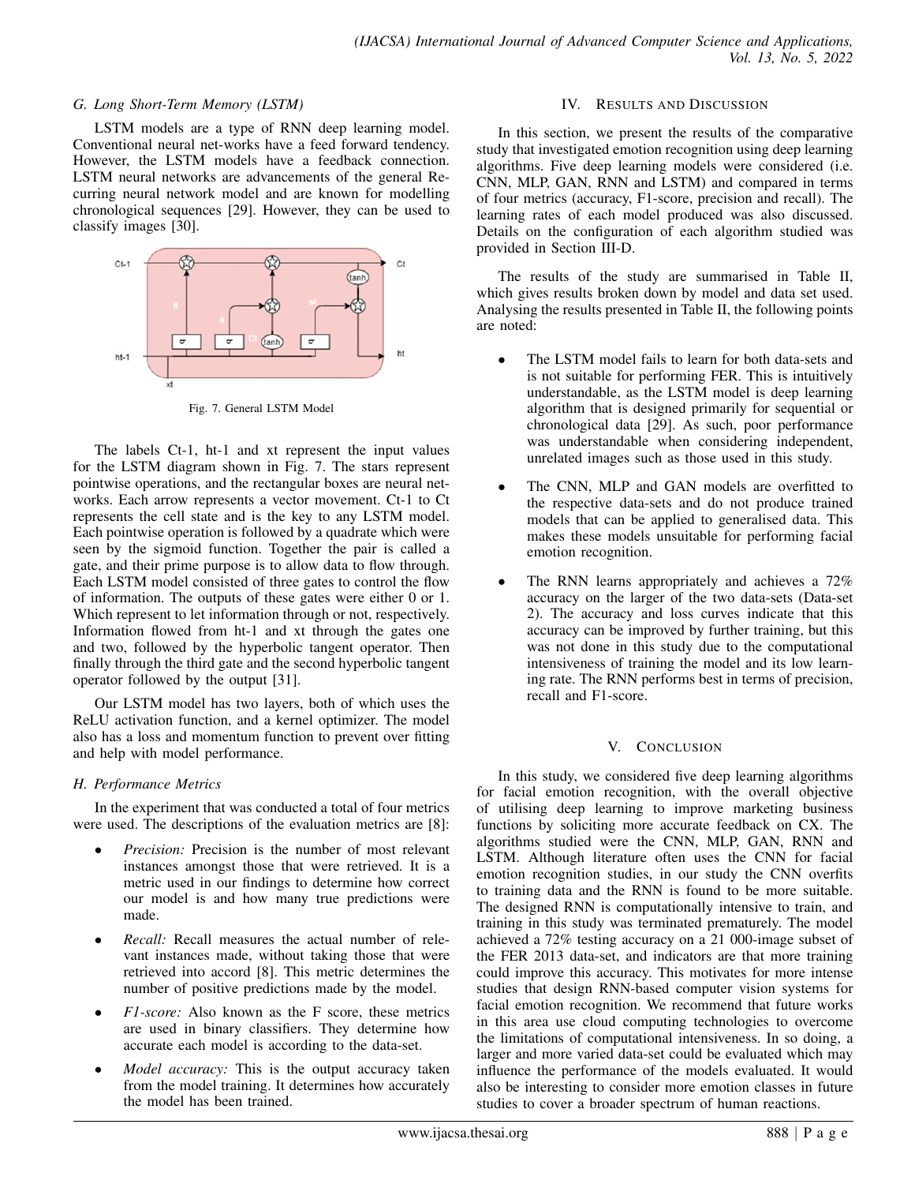### G. Long Short-Term Memory (LSTM)

LSTM models are a type of RNN deep learning model. Conventional neural net-works have a feed forward tendency. However, the LSTM models have a feedback connection. LSTM neural networks are advancements of the general Recurring neural network model and are known for modelling chronological sequences [29]. However, they can be used to classify images [30].

Fig. 7. General LSTM Model

The labels Ct-1, ht-1 and xt represent the input values for the LSTM diagram shown in Fig. 7. The stars represent pointwise operations, and the rectangular boxes are neural networks. Each arrow represents a vector movement. Ct-1 to Ct represents the cell state and is the key to any LSTM model. Each pointwise operation is followed by a quadrate which were seen by the sigmoid function. Together the pair is called a gate, and their prime purpose is to allow data to flow through. Each LSTM model consisted of three gates to control the flow of information. The outputs of these gates were either 0 or 1. Which represent to let information through or not, respectively. Information flowed from ht-1 and xt through the gates one and two, followed by the hyperbolic tangent operator. Then finally through the third gate and the second hyperbolic tangent operator followed by the output [31].

Our LSTM model has two layers, both of which uses the ReLU activation function, and a kernel optimizer. The model also has a loss and momentum function to prevent over fitting and help with model performance.

### H. Performance Metrics

In the experiment that was conducted a total of four metrics were used. The descriptions of the evaluation metrics are [8]:

- *Precision:* Precision is the number of most relevant instances amongst those that were retrieved. It is a metric used in our findings to determine how correct our model is and how many true predictions were made.
- *Recall:* Recall measures the actual number of relevant instances made, without taking those that were retrieved into accord [8]. This metric determines the number of positive predictions made by the model.
- *F1-score:* Also known as the F score, these metrics are used in binary classifiers. They determine how accurate each model is according to the data-set.
- *Model accuracy:* This is the output accuracy taken from the model training. It determines how accurately the model has been trained.

## IV. Results and Discussion

In this section, we present the results of the comparative study that investigated emotion recognition using deep learning algorithms. Five deep learning models were considered (i.e. CNN, MLP, GAN, RNN and LSTM) and compared in terms of four metrics (accuracy, F1-score, precision and recall). The learning rates of each model produced was also discussed. Details on the configuration of each algorithm studied was provided in Section III-D.

The results of the study are summarised in Table II, which gives results broken down by model and data set used. Analysing the results presented in Table II, the following points are noted:

- The LSTM model fails to learn for both data-sets and is not suitable for performing FER. This is intuitively understandable, as the LSTM model is deep learning algorithm that is designed primarily for sequential or chronological data [29]. As such, poor performance was understandable when considering independent, unrelated images such as those used in this study.
- The CNN, MLP and GAN models are overfitted to the respective data-sets and do not produce trained models that can be applied to generalised data. This makes these models unsuitable for performing facial emotion recognition.
- The RNN learns appropriately and achieves a 72% accuracy on the larger of the two data-sets (Data-set 2). The accuracy and loss curves indicate that this accuracy can be improved by further training, but this was not done in this study due to the computational intensiveness of training the model and its low learning rate. The RNN performs best in terms of precision, recall and F1-score.

## V. Conclusion

In this study, we considered five deep learning algorithms for facial emotion recognition, with the overall objective of utilising deep learning to improve marketing business functions by soliciting more accurate feedback on CX. The algorithms studied were the CNN, MLP, GAN, RNN and LSTM. Although literature often uses the CNN for facial emotion recognition studies, in our study the CNN overfits to training data and the RNN is found to be more suitable. The designed RNN is computationally intensive to train, and training in this study was terminated prematurely. The model achieved a 72% testing accuracy on a 21 000-image subset of the FER 2013 data-set, and indicators are that more training could improve this accuracy. This motivates for more intense studies that design RNN-based computer vision systems for facial emotion recognition. We recommend that future works in this area use cloud computing technologies to overcome the limitations of computational intensiveness. In so doing, a larger and more varied data-set could be evaluated which may influence the performance of the models evaluated. It would also be interesting to consider more emotion classes in future studies to cover a broader spectrum of human reactions.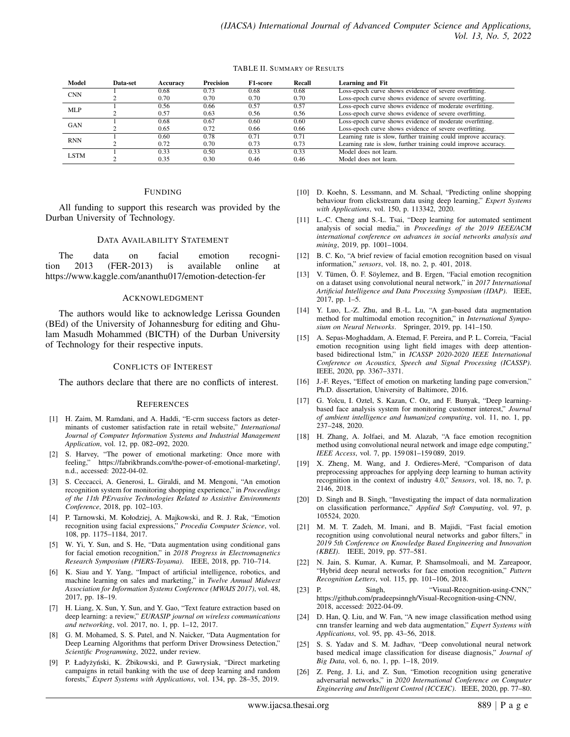TABLE II. SUMMARY OF RESULTS

| Model | Data-set | Accuracy | Precision | F1-score | Recall | Learning and Fit |
|---|---|---|---|---|---|---|
| CNN | 1 | 0.68 | 0.73 | 0.68 | 0.68 | Loss-epoch curve shows evidence of severe overfitting. |
| | 2 | 0.70 | 0.70 | 0.70 | 0.70 | Loss-epoch curve shows evidence of severe overfitting. |
| MLP | 1 | 0.56 | 0.66 | 0.57 | 0.57 | Loss-epoch curve shows evidence of moderate overfitting. |
| | 2 | 0.57 | 0.63 | 0.56 | 0.56 | Loss-epoch curve shows evidence of severe overfitting. |
| GAN | 1 | 0.68 | 0.67 | 0.60 | 0.60 | Loss-epoch curve shows evidence of moderate overfitting. |
| | 2 | 0.65 | 0.72 | 0.66 | 0.66 | Loss-epoch curve shows evidence of severe overfitting. |
| RNN | 1 | 0.60 | 0.78 | 0.71 | 0.71 | Learning rate is slow, further training could improve accuracy. |
| | 2 | 0.72 | 0.70 | 0.73 | 0.73 | Learning rate is slow, further training could improve accuracy. |
| LSTM | 1 | 0.33 | 0.50 | 0.33 | 0.33 | Model does not learn. |
| | 2 | 0.35 | 0.30 | 0.46 | 0.46 | Model does not learn. |

## FUNDING

All funding to support this research was provided by the Durban University of Technology.

## DATA AVAILABILITY STATEMENT

The data on facial emotion recognition 2013 (FER-2013) is available online at https://www.kaggle.com/ananthu017/emotion-detection-fer

## ACKNOWLEDGMENT

The authors would like to acknowledge Lerissa Gounden (BEd) of the University of Johannesburg for editing and Ghulam Masudh Mohammed (BICTH) of the Durban University of Technology for their respective inputs.

## CONFLICTS OF INTEREST

The authors declare that there are no conflicts of interest.

## REFERENCES

[1] H. Zaim, M. Ramdani, and A. Haddi, "E-crm success factors as determinants of customer satisfaction rate in retail website," *International Journal of Computer Information Systems and Industrial Management Application*, vol. 12, pp. 082–092, 2020.

[2] S. Harvey, "The power of emotional marketing: Once more with feeling," https://fabrikbrands.com/the-power-of-emotional-marketing/, n.d., accessed: 2022-04-02.

[3] S. Ceccacci, A. Generosi, L. Giraldi, and M. Mengoni, "An emotion recognition system for monitoring shopping experience," in *Proceedings of the 11th PErvasive Technologies Related to Assistive Environments Conference*, 2018, pp. 102–103.

[4] P. Tarnowski, M. Kołodziej, A. Majkowski, and R. J. Rak, "Emotion recognition using facial expressions," *Procedia Computer Science*, vol. 108, pp. 1175–1184, 2017.

[5] W. Yi, Y. Sun, and S. He, "Data augmentation using conditional gans for facial emotion recognition," in *2018 Progress in Electromagnetics Research Symposium (PIERS-Toyama)*. IEEE, 2018, pp. 710–714.

[6] K. Siau and Y. Yang, "Impact of artificial intelligence, robotics, and machine learning on sales and marketing," in *Twelve Annual Midwest Association for Information Systems Conference (MWAIS 2017)*, vol. 48, 2017, pp. 18–19.

[7] H. Liang, X. Sun, Y. Sun, and Y. Gao, "Text feature extraction based on deep learning: a review," *EURASIP journal on wireless communications and networking*, vol. 2017, no. 1, pp. 1–12, 2017.

[8] G. M. Mohamed, S. S. Patel, and N. Naicker, "Data Augmentation for Deep Learning Algorithms that perform Driver Drowsiness Detection," *Scientific Programming*, 2022, under review.

[9] P. Ładyżyński, K. Żbikowski, and P. Gawrysiak, "Direct marketing campaigns in retail banking with the use of deep learning and random forests," *Expert Systems with Applications*, vol. 134, pp. 28–35, 2019.

[10] D. Koehn, S. Lessmann, and M. Schaal, "Predicting online shopping behaviour from clickstream data using deep learning," *Expert Systems with Applications*, vol. 150, p. 113342, 2020.

[11] L.-C. Cheng and S.-L. Tsai, "Deep learning for automated sentiment analysis of social media," in *Proceedings of the 2019 IEEE/ACM international conference on advances in social networks analysis and mining*, 2019, pp. 1001–1004.

[12] B. C. Ko, "A brief review of facial emotion recognition based on visual information," *sensors*, vol. 18, no. 2, p. 401, 2018.

[13] V. Tümen, Ö. F. Söylemez, and B. Ergen, "Facial emotion recognition on a dataset using convolutional neural network," in *2017 International Artificial Intelligence and Data Processing Symposium (IDAP)*. IEEE, 2017, pp. 1–5.

[14] Y. Luo, L.-Z. Zhu, and B.-L. Lu, "A gan-based data augmentation method for multimodal emotion recognition," in *International Symposium on Neural Networks*. Springer, 2019, pp. 141–150.

[15] A. Sepas-Moghaddam, A. Etemad, F. Pereira, and P. L. Correia, "Facial emotion recognition using light field images with deep attention-based bidirectional lstm," in *ICASSP 2020-2020 IEEE International Conference on Acoustics, Speech and Signal Processing (ICASSP)*. IEEE, 2020, pp. 3367–3371.

[16] J.-F. Reyes, "Effect of emotion on marketing landing page conversion," Ph.D. dissertation, University of Baltimore, 2016.

[17] G. Yolcu, I. Oztel, S. Kazan, C. Oz, and F. Bunyak, "Deep learning-based face analysis system for monitoring customer interest," *Journal of ambient intelligence and humanized computing*, vol. 11, no. 1, pp. 237–248, 2020.

[18] H. Zhang, A. Jolfaei, and M. Alazab, "A face emotion recognition method using convolutional neural network and image edge computing," *IEEE Access*, vol. 7, pp. 159 081–159 089, 2019.

[19] X. Zheng, M. Wang, and J. Ordieres-Meré, "Comparison of data preprocessing approaches for applying deep learning to human activity recognition in the context of industry 4.0," *Sensors*, vol. 18, no. 7, p. 2146, 2018.

[20] D. Singh and B. Singh, "Investigating the impact of data normalization on classification performance," *Applied Soft Computing*, vol. 97, p. 105524, 2020.

[21] M. M. T. Zadeh, M. Imani, and B. Majidi, "Fast facial emotion recognition using convolutional neural networks and gabor filters," in *2019 5th Conference on Knowledge Based Engineering and Innovation (KBEI)*. IEEE, 2019, pp. 577–581.

[22] N. Jain, S. Kumar, A. Kumar, P. Shamsolmoali, and M. Zareapoor, "Hybrid deep neural networks for face emotion recognition," *Pattern Recognition Letters*, vol. 115, pp. 101–106, 2018.

[23] P. Singh, "Visual-Recognition-using-CNN," https://github.com/pradeepsinngh/Visual-Recognition-using-CNN/, 2018, accessed: 2022-04-09.

[24] D. Han, Q. Liu, and W. Fan, "A new image classification method using cnn transfer learning and web data augmentation," *Expert Systems with Applications*, vol. 95, pp. 43–56, 2018.

[25] S. S. Yadav and S. M. Jadhav, "Deep convolutional neural network based medical image classification for disease diagnosis," *Journal of Big Data*, vol. 6, no. 1, pp. 1–18, 2019.

[26] Z. Peng, J. Li, and Z. Sun, "Emotion recognition using generative adversarial networks," in *2020 International Conference on Computer Engineering and Intelligent Control (ICCEIC)*. IEEE, 2020, pp. 77–80.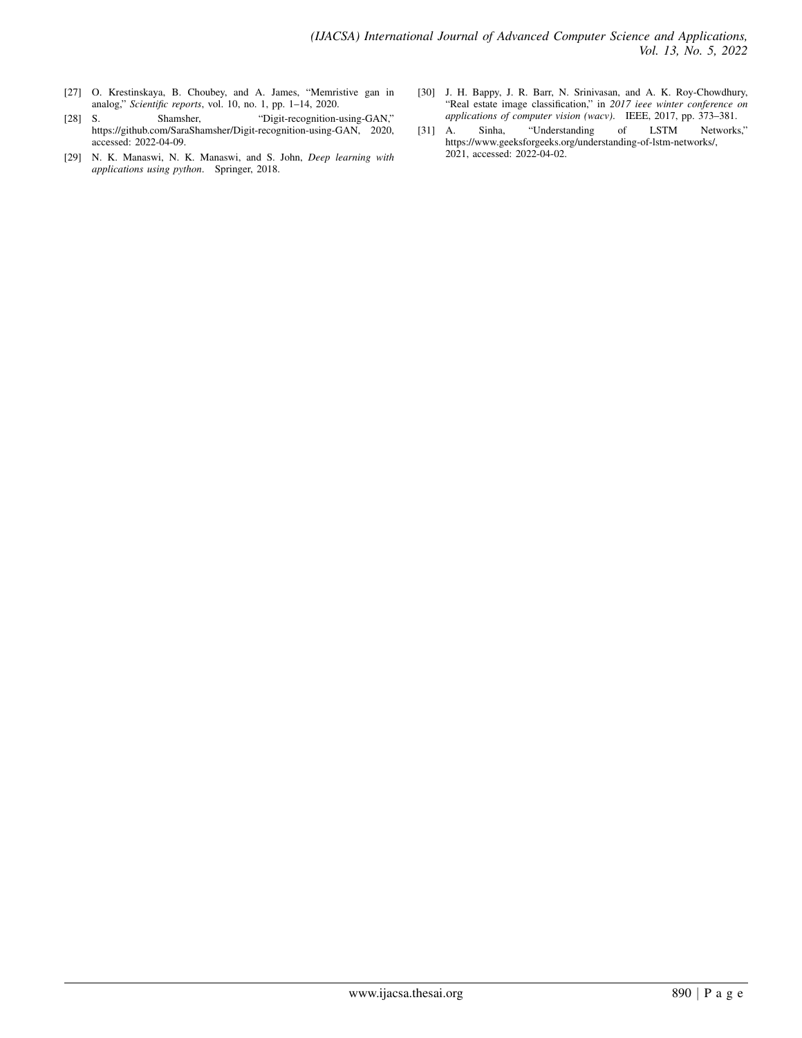[27] O. Krestinskaya, B. Choubey, and A. James, "Memristive gan in analog," *Scientific reports*, vol. 10, no. 1, pp. 1–14, 2020.

[28] S. Shamsher, "Digit-recognition-using-GAN," https://github.com/SaraShamsher/Digit-recognition-using-GAN, 2020, accessed: 2022-04-09.

[29] N. K. Manaswi, N. K. Manaswi, and S. John, *Deep learning with applications using python*. Springer, 2018.

[30] J. H. Bappy, J. R. Barr, N. Srinivasan, and A. K. Roy-Chowdhury, "Real estate image classification," in *2017 ieee winter conference on applications of computer vision (wacv)*. IEEE, 2017, pp. 373–381.

[31] A. Sinha, "Understanding of LSTM Networks," https://www.geeksforgeeks.org/understanding-of-lstm-networks/, 2021, accessed: 2022-04-02.